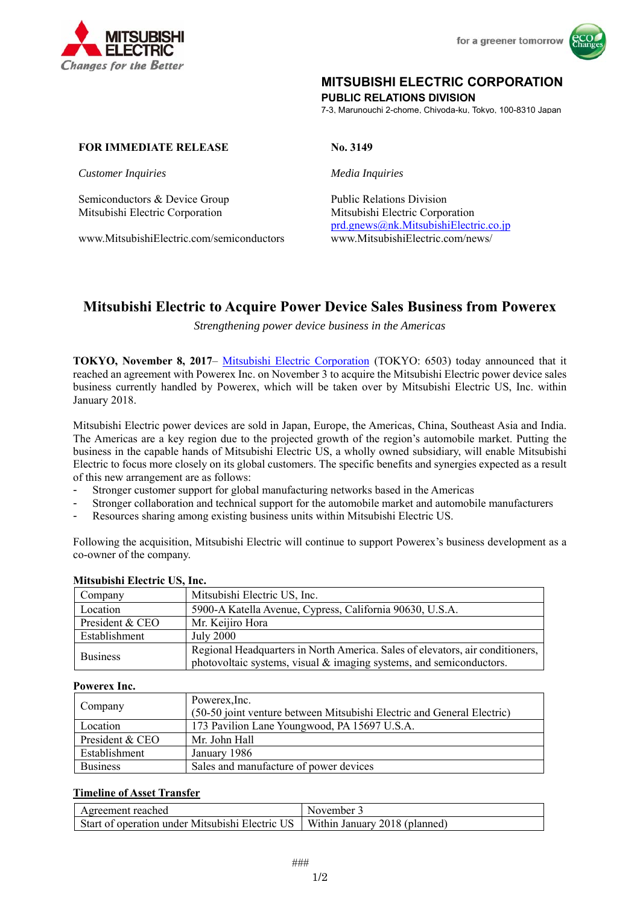MITSUBISHI ELECTRIC
*Changes for the Better*

for a greener tomorrow

**MITSUBISHI ELECTRIC CORPORATION**
**PUBLIC RELATIONS DIVISION**
7-3, Marunouchi 2-chome, Chiyoda-ku, Tokyo, 100-8310 Japan

**FOR IMMEDIATE RELEASE**

**No. 3149**

*Customer Inquiries*

Semiconductors & Device Group
Mitsubishi Electric Corporation

www.MitsubishiElectric.com/semiconductors

*Media Inquiries*

Public Relations Division
Mitsubishi Electric Corporation
prd.gnews@nk.MitsubishiElectric.co.jp
www.MitsubishiElectric.com/news/

# Mitsubishi Electric to Acquire Power Device Sales Business from Powerex

*Strengthening power device business in the Americas*

**TOKYO, November 8, 2017**– Mitsubishi Electric Corporation (TOKYO: 6503) today announced that it reached an agreement with Powerex Inc. on November 3 to acquire the Mitsubishi Electric power device sales business currently handled by Powerex, which will be taken over by Mitsubishi Electric US, Inc. within January 2018.

Mitsubishi Electric power devices are sold in Japan, Europe, the Americas, China, Southeast Asia and India. The Americas are a key region due to the projected growth of the region's automobile market. Putting the business in the capable hands of Mitsubishi Electric US, a wholly owned subsidiary, will enable Mitsubishi Electric to focus more closely on its global customers. The specific benefits and synergies expected as a result of this new arrangement are as follows:

- Stronger customer support for global manufacturing networks based in the Americas
- Stronger collaboration and technical support for the automobile market and automobile manufacturers
- Resources sharing among existing business units within Mitsubishi Electric US.

Following the acquisition, Mitsubishi Electric will continue to support Powerex's business development as a co-owner of the company.

**Mitsubishi Electric US, Inc.**

| | |
|---|---|
| Company | Mitsubishi Electric US, Inc. |
| Location | 5900-A Katella Avenue, Cypress, California 90630, U.S.A. |
| President & CEO | Mr. Keijiro Hora |
| Establishment | July 2000 |
| Business | Regional Headquarters in North America. Sales of elevators, air conditioners, photovoltaic systems, visual & imaging systems, and semiconductors. |

**Powerex Inc.**

| | |
|---|---|
| Company | Powerex,Inc. (50-50 joint venture between Mitsubishi Electric and General Electric) |
| Location | 173 Pavilion Lane Youngwood, PA 15697 U.S.A. |
| President & CEO | Mr. John Hall |
| Establishment | January 1986 |
| Business | Sales and manufacture of power devices |

**Timeline of Asset Transfer**

| | |
|---|---|
| Agreement reached | November 3 |
| Start of operation under Mitsubishi Electric US | Within January 2018 (planned) |

###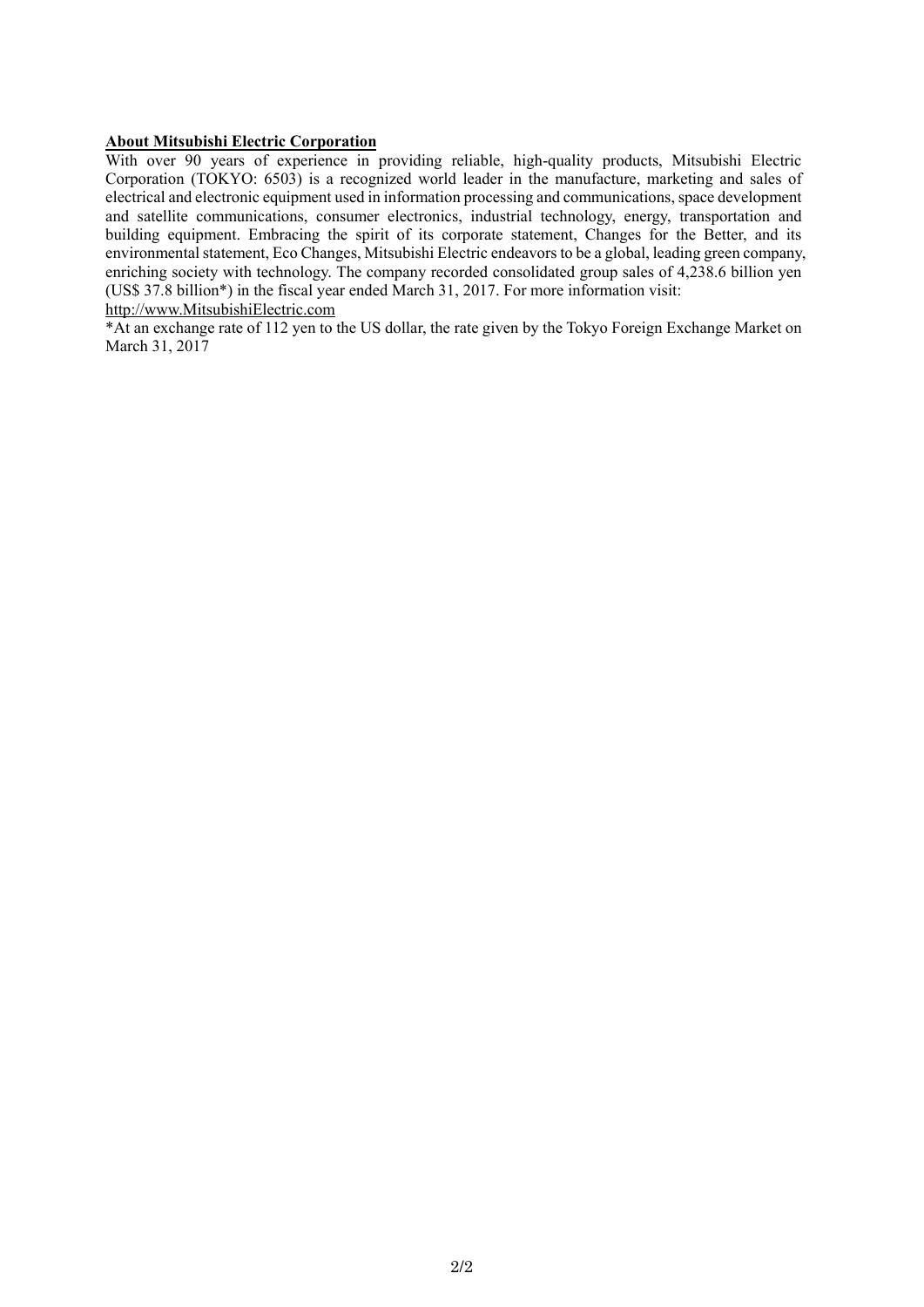**About Mitsubishi Electric Corporation**

With over 90 years of experience in providing reliable, high-quality products, Mitsubishi Electric Corporation (TOKYO: 6503) is a recognized world leader in the manufacture, marketing and sales of electrical and electronic equipment used in information processing and communications, space development and satellite communications, consumer electronics, industrial technology, energy, transportation and building equipment. Embracing the spirit of its corporate statement, Changes for the Better, and its environmental statement, Eco Changes, Mitsubishi Electric endeavors to be a global, leading green company, enriching society with technology. The company recorded consolidated group sales of 4,238.6 billion yen (US$ 37.8 billion*) in the fiscal year ended March 31, 2017. For more information visit:
http://www.MitsubishiElectric.com

*At an exchange rate of 112 yen to the US dollar, the rate given by the Tokyo Foreign Exchange Market on March 31, 2017